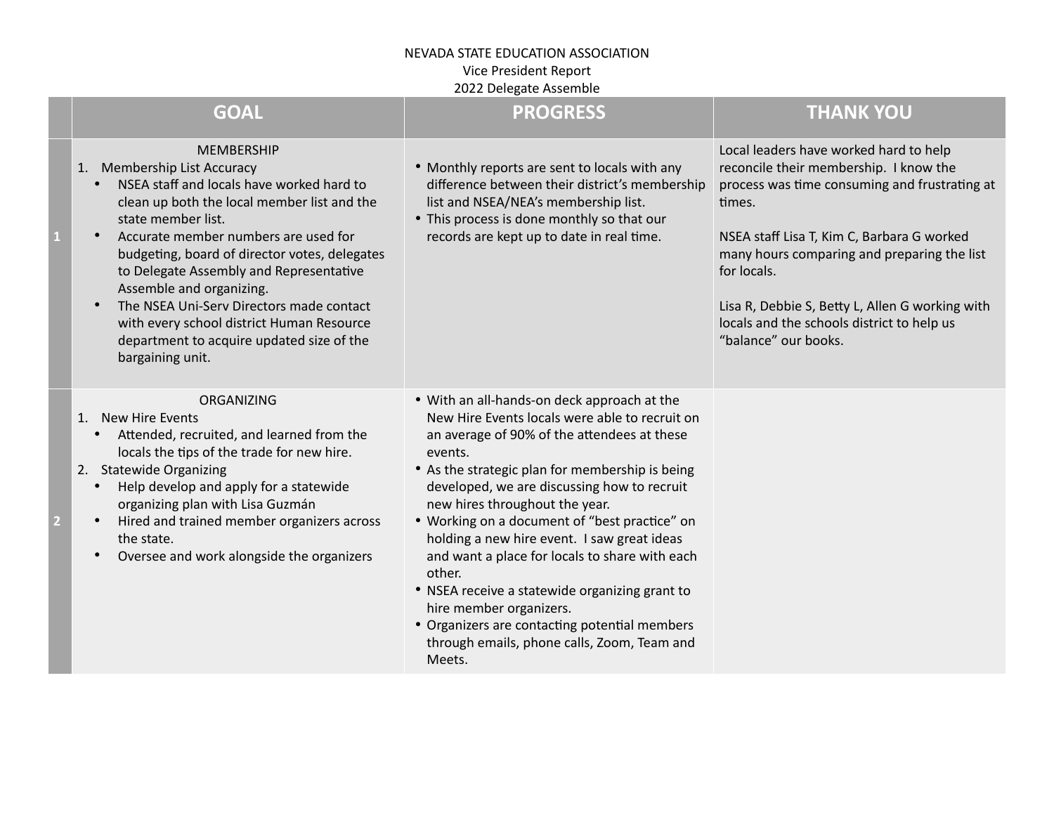NEVADA STATE EDUCATION ASSOCIATION
Vice President Report
2022 Delegate Assemble

| | GOAL | PROGRESS | THANK YOU |
|---|---|---|---|
| 1 | MEMBERSHIP<br>1. Membership List Accuracy<br>• NSEA staff and locals have worked hard to clean up both the local member list and the state member list.<br>• Accurate member numbers are used for budgeting, board of director votes, delegates to Delegate Assembly and Representative Assemble and organizing.<br>• The NSEA Uni-Serv Directors made contact with every school district Human Resource department to acquire updated size of the bargaining unit. | • Monthly reports are sent to locals with any difference between their district's membership list and NSEA/NEA's membership list.<br>• This process is done monthly so that our records are kept up to date in real time. | Local leaders have worked hard to help reconcile their membership. I know the process was time consuming and frustrating at times.<br><br>NSEA staff Lisa T, Kim C, Barbara G worked many hours comparing and preparing the list for locals.<br><br>Lisa R, Debbie S, Betty L, Allen G working with locals and the schools district to help us "balance" our books. |
| 2 | ORGANIZING<br>1. New Hire Events<br>• Attended, recruited, and learned from the locals the tips of the trade for new hire.<br>2. Statewide Organizing<br>• Help develop and apply for a statewide organizing plan with Lisa Guzmán<br>• Hired and trained member organizers across the state.<br>• Oversee and work alongside the organizers | • With an all-hands-on deck approach at the New Hire Events locals were able to recruit on an average of 90% of the attendees at these events.<br>• As the strategic plan for membership is being developed, we are discussing how to recruit new hires throughout the year.<br>• Working on a document of "best practice" on holding a new hire event. I saw great ideas and want a place for locals to share with each other.<br>• NSEA receive a statewide organizing grant to hire member organizers.<br>• Organizers are contacting potential members through emails, phone calls, Zoom, Team and Meets. | |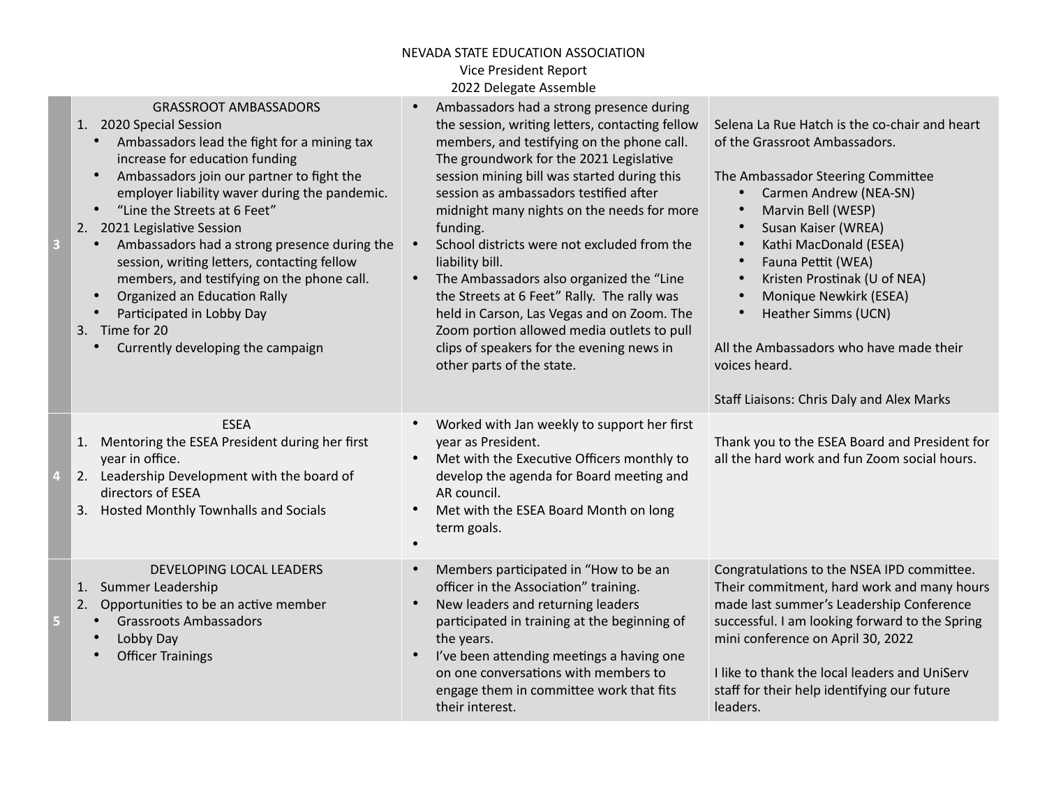NEVADA STATE EDUCATION ASSOCIATION
Vice President Report
2022 Delegate Assemble

| | | | |
|---|---|---|---|
| 3 | GRASSROOT AMBASSADORS<br>1. 2020 Special Session<br>• Ambassadors lead the fight for a mining tax increase for education funding<br>• Ambassadors join our partner to fight the employer liability waver during the pandemic.<br>• "Line the Streets at 6 Feet"<br>2. 2021 Legislative Session<br>• Ambassadors had a strong presence during the session, writing letters, contacting fellow members, and testifying on the phone call.<br>• Organized an Education Rally<br>• Participated in Lobby Day<br>3. Time for 20<br>• Currently developing the campaign | • Ambassadors had a strong presence during the session, writing letters, contacting fellow members, and testifying on the phone call. The groundwork for the 2021 Legislative session mining bill was started during this session as ambassadors testified after midnight many nights on the needs for more funding.<br>• School districts were not excluded from the liability bill.<br>• The Ambassadors also organized the "Line the Streets at 6 Feet" Rally. The rally was held in Carson, Las Vegas and on Zoom. The Zoom portion allowed media outlets to pull clips of speakers for the evening news in other parts of the state. | Selena La Rue Hatch is the co-chair and heart of the Grassroot Ambassadors.<br><br>The Ambassador Steering Committee<br>• Carmen Andrew (NEA-SN)<br>• Marvin Bell (WESP)<br>• Susan Kaiser (WREA)<br>• Kathi MacDonald (ESEA)<br>• Fauna Pettit (WEA)<br>• Kristen Prostinak (U of NEA)<br>• Monique Newkirk (ESEA)<br>• Heather Simms (UCN)<br><br>All the Ambassadors who have made their voices heard.<br><br>Staff Liaisons: Chris Daly and Alex Marks |
| 4 | ESEA<br>1. Mentoring the ESEA President during her first year in office.<br>2. Leadership Development with the board of directors of ESEA<br>3. Hosted Monthly Townhalls and Socials | • Worked with Jan weekly to support her first year as President.<br>• Met with the Executive Officers monthly to develop the agenda for Board meeting and AR council.<br>• Met with the ESEA Board Month on long term goals.<br>• | Thank you to the ESEA Board and President for all the hard work and fun Zoom social hours. |
| 5 | DEVELOPING LOCAL LEADERS<br>1. Summer Leadership<br>2. Opportunities to be an active member<br>• Grassroots Ambassadors<br>• Lobby Day<br>• Officer Trainings | • Members participated in "How to be an officer in the Association" training.<br>• New leaders and returning leaders participated in training at the beginning of the years.<br>• I've been attending meetings a having one on one conversations with members to engage them in committee work that fits their interest. | Congratulations to the NSEA IPD committee. Their commitment, hard work and many hours made last summer's Leadership Conference successful. I am looking forward to the Spring mini conference on April 30, 2022<br><br>I like to thank the local leaders and UniServ staff for their help identifying our future leaders. |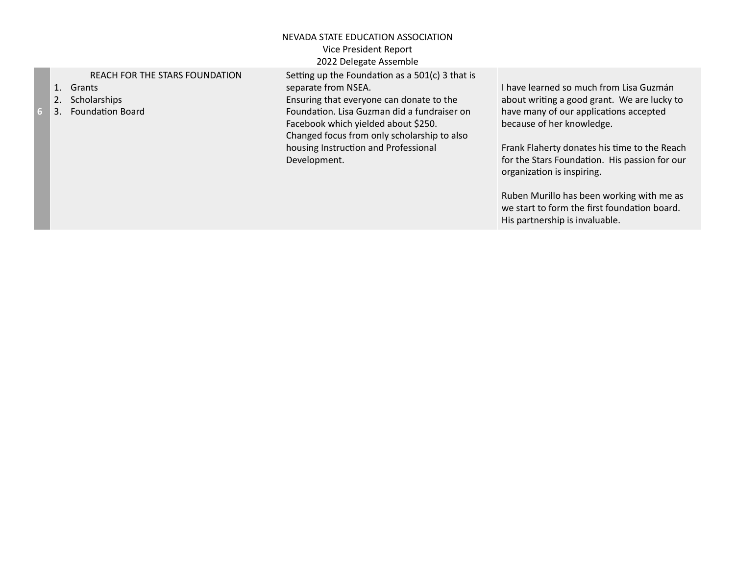NEVADA STATE EDUCATION ASSOCIATION
Vice President Report
2022 Delegate Assemble

| | | | |
|---|---|---|---|
| 6 | REACH FOR THE STARS FOUNDATION<br>1. Grants<br>2. Scholarships<br>3. Foundation Board | Setting up the Foundation as a 501(c) 3 that is separate from NSEA.<br>Ensuring that everyone can donate to the Foundation. Lisa Guzman did a fundraiser on Facebook which yielded about $250.<br>Changed focus from only scholarship to also housing Instruction and Professional Development. | I have learned so much from Lisa Guzmán about writing a good grant. We are lucky to have many of our applications accepted because of her knowledge.<br><br>Frank Flaherty donates his time to the Reach for the Stars Foundation. His passion for our organization is inspiring.<br><br>Ruben Murillo has been working with me as we start to form the first foundation board. His partnership is invaluable. |